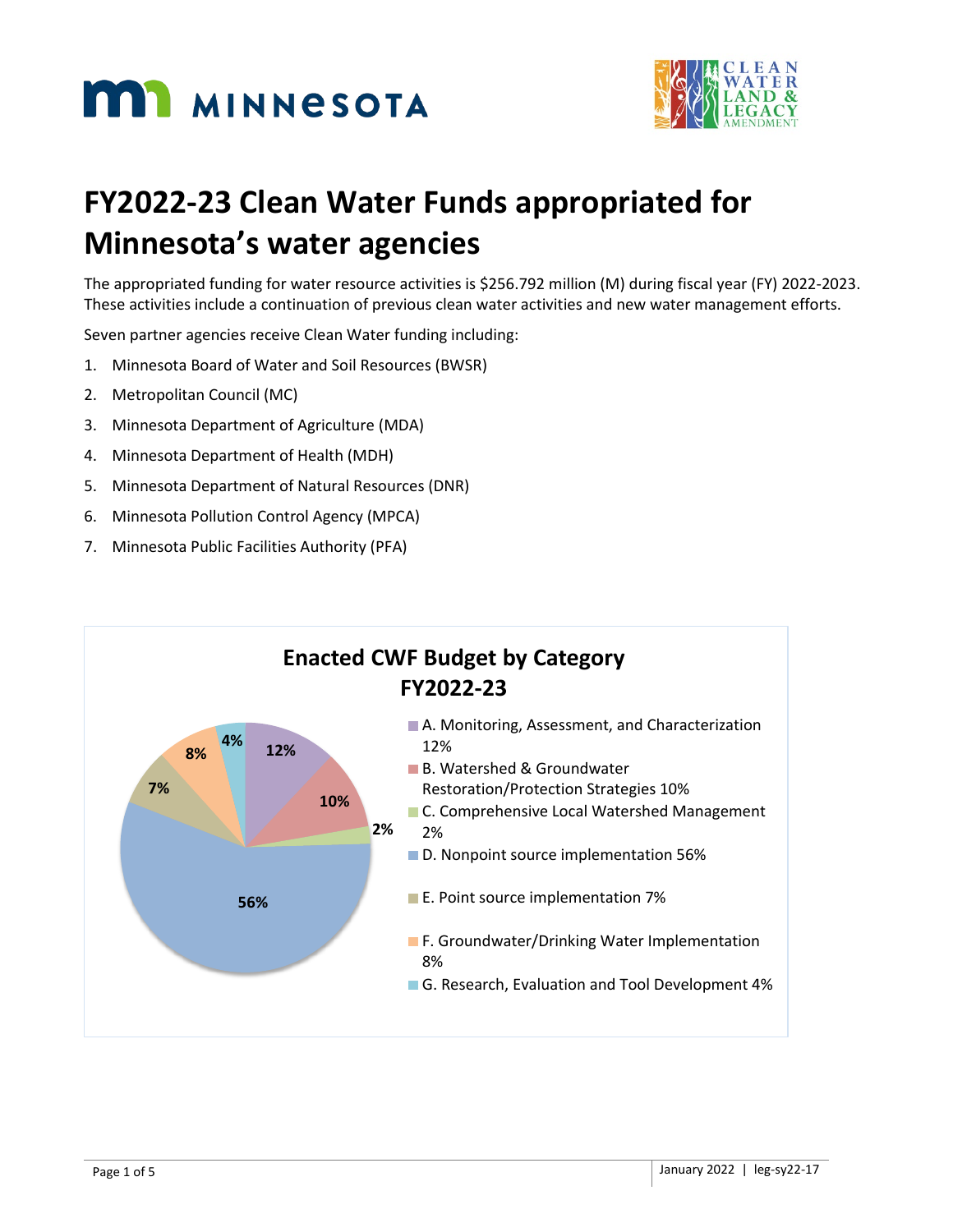# FY2022-23 Clean Water Funds appropriated for Minnesota's water agencies

The appropriated funding for water resource activities is $256.792 million (M) during fiscal year (FY) 2022-2023. These activities include a continuation of previous clean water activities and new water management efforts.

Seven partner agencies receive Clean Water funding including:

1. Minnesota Board of Water and Soil Resources (BWSR)
2. Metropolitan Council (MC)
3. Minnesota Department of Agriculture (MDA)
4. Minnesota Department of Health (MDH)
5. Minnesota Department of Natural Resources (DNR)
6. Minnesota Pollution Control Agency (MPCA)
7. Minnesota Public Facilities Authority (PFA)

**Enacted CWF Budget by Category FY2022-23**

- A. Monitoring, Assessment, and Characterization 12%
- B. Watershed & Groundwater Restoration/Protection Strategies 10%
- C. Comprehensive Local Watershed Management 2%
- D. Nonpoint source implementation 56%
- E. Point source implementation 7%
- F. Groundwater/Drinking Water Implementation 8%
- G. Research, Evaluation and Tool Development 4%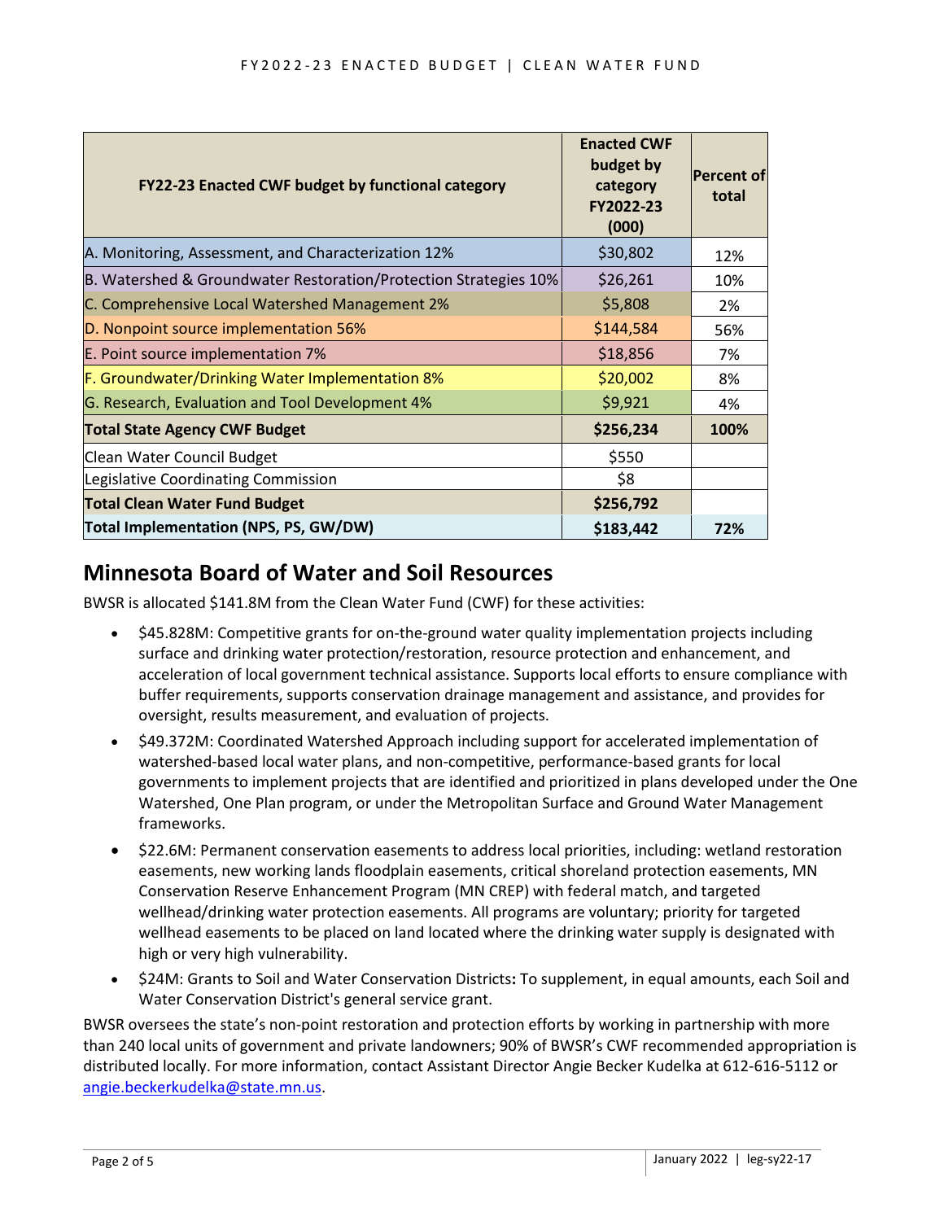| FY22-23 Enacted CWF budget by functional category | Enacted CWF budget by category FY2022-23 (000) | Percent of total |
|---|---|---|
| A. Monitoring, Assessment, and Characterization 12% | $30,802 | 12% |
| B. Watershed & Groundwater Restoration/Protection Strategies 10% | $26,261 | 10% |
| C. Comprehensive Local Watershed Management 2% | $5,808 | 2% |
| D. Nonpoint source implementation 56% | $144,584 | 56% |
| E. Point source implementation 7% | $18,856 | 7% |
| F. Groundwater/Drinking Water Implementation 8% | $20,002 | 8% |
| G. Research, Evaluation and Tool Development 4% | $9,921 | 4% |
| **Total State Agency CWF Budget** | **$256,234** | **100%** |
| Clean Water Council Budget | $550 | |
| Legislative Coordinating Commission | $8 | |
| **Total Clean Water Fund Budget** | **$256,792** | |
| **Total Implementation (NPS, PS, GW/DW)** | **$183,442** | **72%** |

## Minnesota Board of Water and Soil Resources

BWSR is allocated $141.8M from the Clean Water Fund (CWF) for these activities:

- $45.828M: Competitive grants for on-the-ground water quality implementation projects including surface and drinking water protection/restoration, resource protection and enhancement, and acceleration of local government technical assistance. Supports local efforts to ensure compliance with buffer requirements, supports conservation drainage management and assistance, and provides for oversight, results measurement, and evaluation of projects.
- $49.372M: Coordinated Watershed Approach including support for accelerated implementation of watershed-based local water plans, and non-competitive, performance-based grants for local governments to implement projects that are identified and prioritized in plans developed under the One Watershed, One Plan program, or under the Metropolitan Surface and Ground Water Management frameworks.
- $22.6M: Permanent conservation easements to address local priorities, including: wetland restoration easements, new working lands floodplain easements, critical shoreland protection easements, MN Conservation Reserve Enhancement Program (MN CREP) with federal match, and targeted wellhead/drinking water protection easements. All programs are voluntary; priority for targeted wellhead easements to be placed on land located where the drinking water supply is designated with high or very high vulnerability.
- $24M: Grants to Soil and Water Conservation Districts**:** To supplement, in equal amounts, each Soil and Water Conservation District's general service grant.

BWSR oversees the state's non-point restoration and protection efforts by working in partnership with more than 240 local units of government and private landowners; 90% of BWSR's CWF recommended appropriation is distributed locally. For more information, contact Assistant Director Angie Becker Kudelka at 612-616-5112 or angie.beckerkudelka@state.mn.us.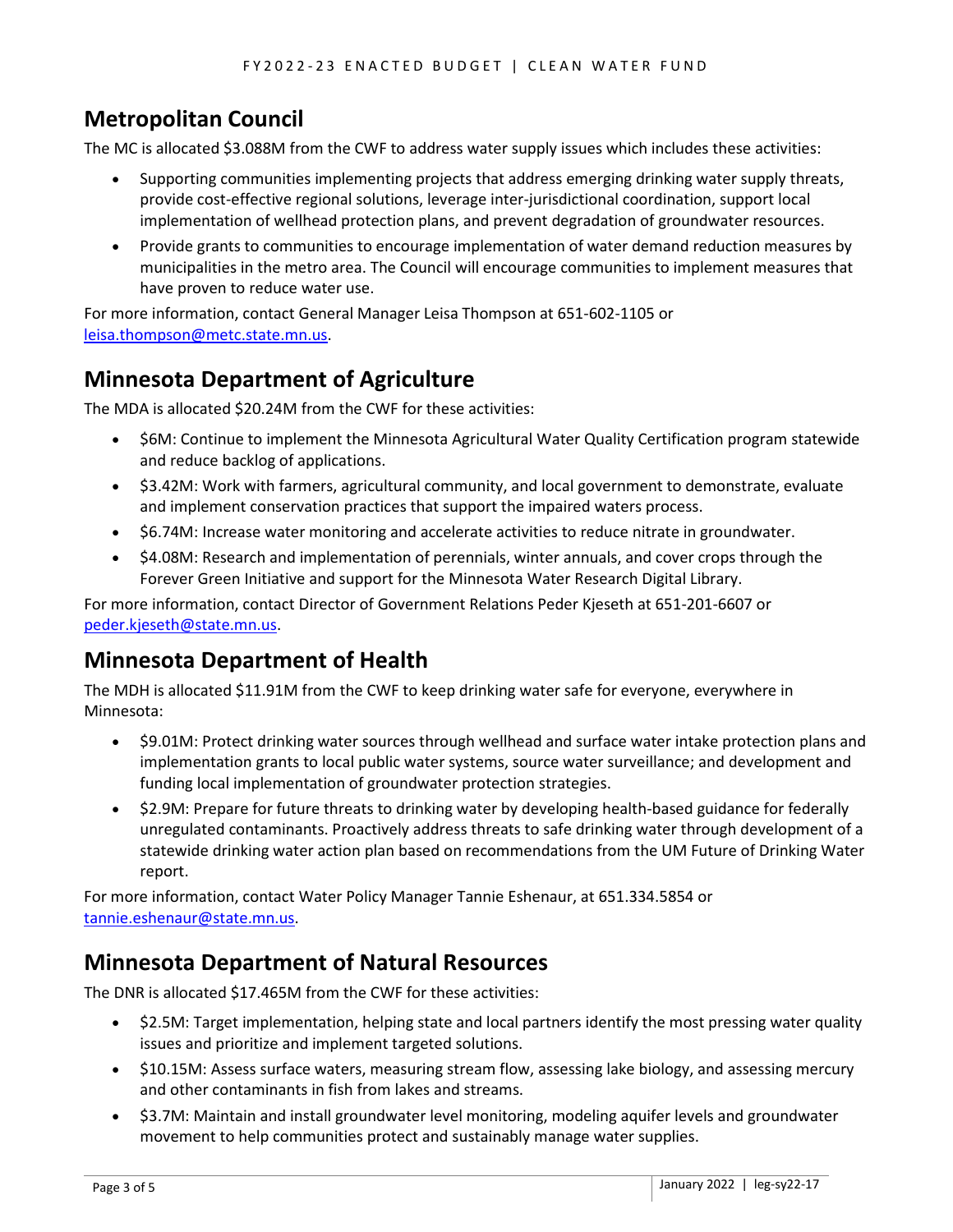## Metropolitan Council

The MC is allocated $3.088M from the CWF to address water supply issues which includes these activities:

- Supporting communities implementing projects that address emerging drinking water supply threats, provide cost-effective regional solutions, leverage inter-jurisdictional coordination, support local implementation of wellhead protection plans, and prevent degradation of groundwater resources.
- Provide grants to communities to encourage implementation of water demand reduction measures by municipalities in the metro area. The Council will encourage communities to implement measures that have proven to reduce water use.

For more information, contact General Manager Leisa Thompson at 651-602-1105 or leisa.thompson@metc.state.mn.us.

## Minnesota Department of Agriculture

The MDA is allocated $20.24M from the CWF for these activities:

- $6M: Continue to implement the Minnesota Agricultural Water Quality Certification program statewide and reduce backlog of applications.
- $3.42M: Work with farmers, agricultural community, and local government to demonstrate, evaluate and implement conservation practices that support the impaired waters process.
- $6.74M: Increase water monitoring and accelerate activities to reduce nitrate in groundwater.
- $4.08M: Research and implementation of perennials, winter annuals, and cover crops through the Forever Green Initiative and support for the Minnesota Water Research Digital Library.

For more information, contact Director of Government Relations Peder Kjeseth at 651-201-6607 or peder.kjeseth@state.mn.us.

## Minnesota Department of Health

The MDH is allocated $11.91M from the CWF to keep drinking water safe for everyone, everywhere in Minnesota:

- $9.01M: Protect drinking water sources through wellhead and surface water intake protection plans and implementation grants to local public water systems, source water surveillance; and development and funding local implementation of groundwater protection strategies.
- $2.9M: Prepare for future threats to drinking water by developing health-based guidance for federally unregulated contaminants. Proactively address threats to safe drinking water through development of a statewide drinking water action plan based on recommendations from the UM Future of Drinking Water report.

For more information, contact Water Policy Manager Tannie Eshenaur, at 651.334.5854 or tannie.eshenaur@state.mn.us.

## Minnesota Department of Natural Resources

The DNR is allocated $17.465M from the CWF for these activities:

- $2.5M: Target implementation, helping state and local partners identify the most pressing water quality issues and prioritize and implement targeted solutions.
- $10.15M: Assess surface waters, measuring stream flow, assessing lake biology, and assessing mercury and other contaminants in fish from lakes and streams.
- $3.7M: Maintain and install groundwater level monitoring, modeling aquifer levels and groundwater movement to help communities protect and sustainably manage water supplies.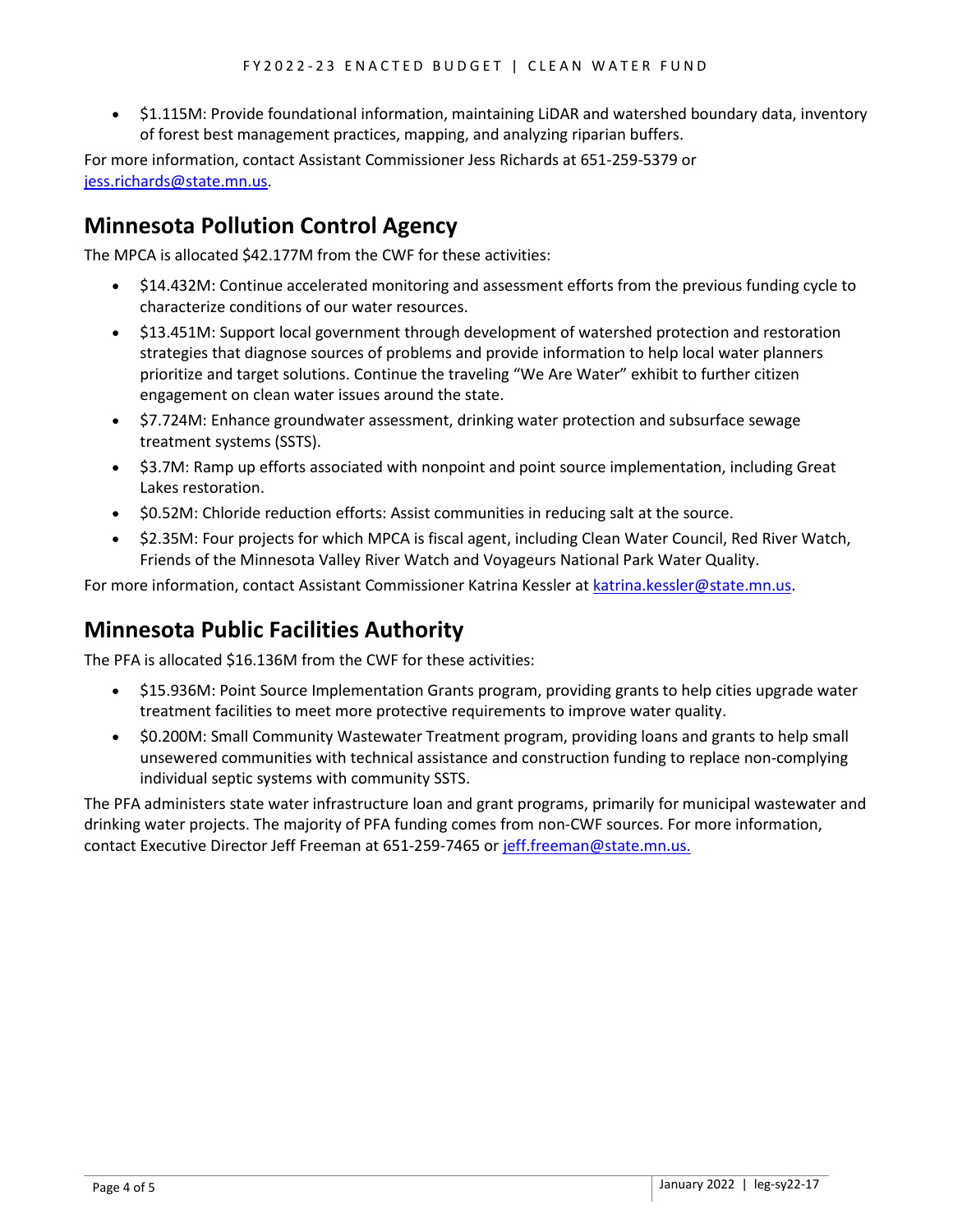- $1.115M: Provide foundational information, maintaining LiDAR and watershed boundary data, inventory of forest best management practices, mapping, and analyzing riparian buffers.

For more information, contact Assistant Commissioner Jess Richards at 651-259-5379 or jess.richards@state.mn.us.

## Minnesota Pollution Control Agency

The MPCA is allocated $42.177M from the CWF for these activities:

- $14.432M: Continue accelerated monitoring and assessment efforts from the previous funding cycle to characterize conditions of our water resources.
- $13.451M: Support local government through development of watershed protection and restoration strategies that diagnose sources of problems and provide information to help local water planners prioritize and target solutions. Continue the traveling "We Are Water" exhibit to further citizen engagement on clean water issues around the state.
- $7.724M: Enhance groundwater assessment, drinking water protection and subsurface sewage treatment systems (SSTS).
- $3.7M: Ramp up efforts associated with nonpoint and point source implementation, including Great Lakes restoration.
- $0.52M: Chloride reduction efforts: Assist communities in reducing salt at the source.
- $2.35M: Four projects for which MPCA is fiscal agent, including Clean Water Council, Red River Watch, Friends of the Minnesota Valley River Watch and Voyageurs National Park Water Quality.

For more information, contact Assistant Commissioner Katrina Kessler at katrina.kessler@state.mn.us.

## Minnesota Public Facilities Authority

The PFA is allocated $16.136M from the CWF for these activities:

- $15.936M: Point Source Implementation Grants program, providing grants to help cities upgrade water treatment facilities to meet more protective requirements to improve water quality.
- $0.200M: Small Community Wastewater Treatment program, providing loans and grants to help small unsewered communities with technical assistance and construction funding to replace non-complying individual septic systems with community SSTS.

The PFA administers state water infrastructure loan and grant programs, primarily for municipal wastewater and drinking water projects. The majority of PFA funding comes from non-CWF sources. For more information, contact Executive Director Jeff Freeman at 651-259-7465 or jeff.freeman@state.mn.us.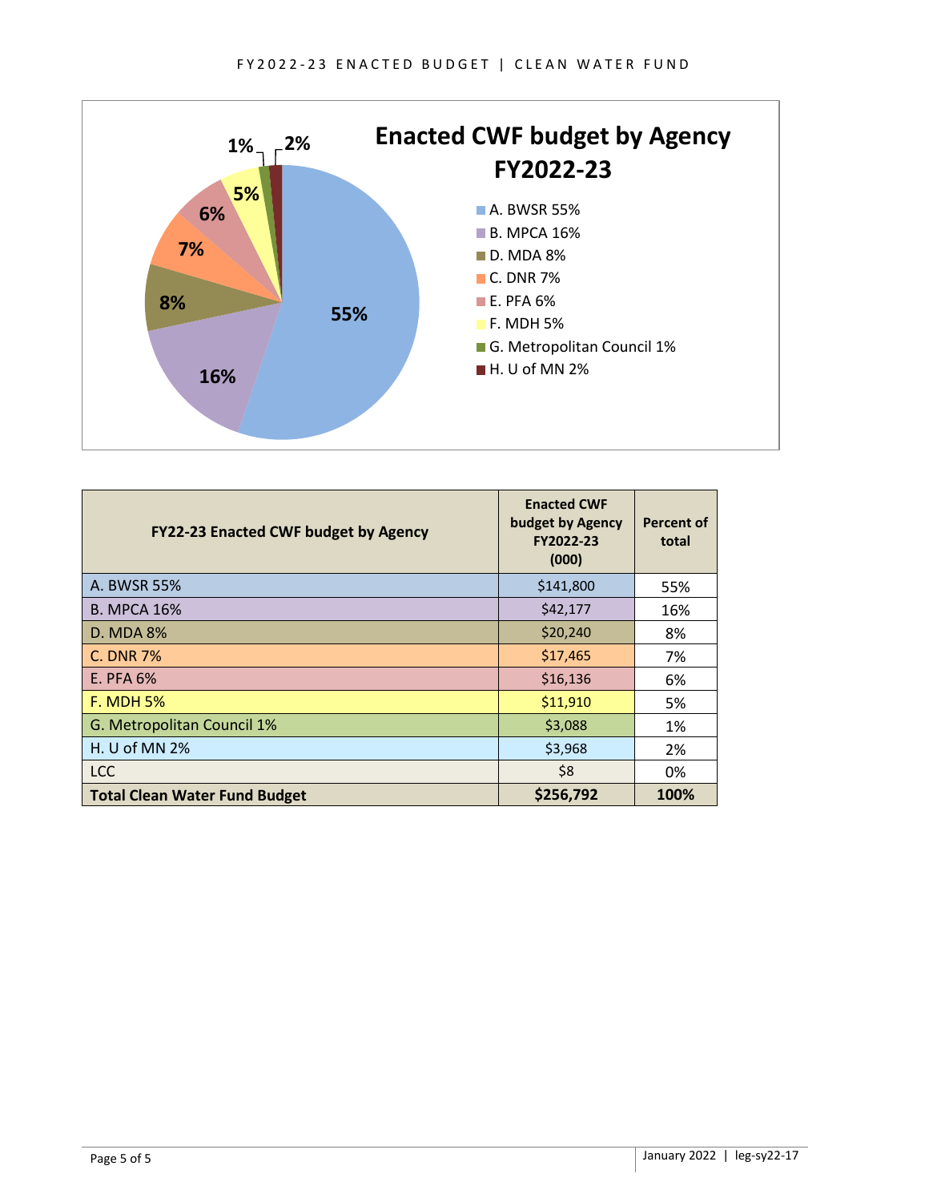Enacted CWF budget by Agency FY2022-23

55%
16%
8%
7%
6%
5%
1%
2%

A. BWSR 55%
B. MPCA 16%
D. MDA 8%
C. DNR 7%
E. PFA 6%
F. MDH 5%
G. Metropolitan Council 1%
H. U of MN 2%

| FY22-23 Enacted CWF budget by Agency | Enacted CWF budget by Agency FY2022-23 (000) | Percent of total |
|---|---|---|
| A. BWSR 55% | $141,800 | 55% |
| B. MPCA 16% | $42,177 | 16% |
| D. MDA 8% | $20,240 | 8% |
| C. DNR 7% | $17,465 | 7% |
| E. PFA 6% | $16,136 | 6% |
| F. MDH 5% | $11,910 | 5% |
| G. Metropolitan Council 1% | $3,088 | 1% |
| H. U of MN 2% | $3,968 | 2% |
| LCC | $8 | 0% |
| **Total Clean Water Fund Budget** | **$256,792** | **100%** |